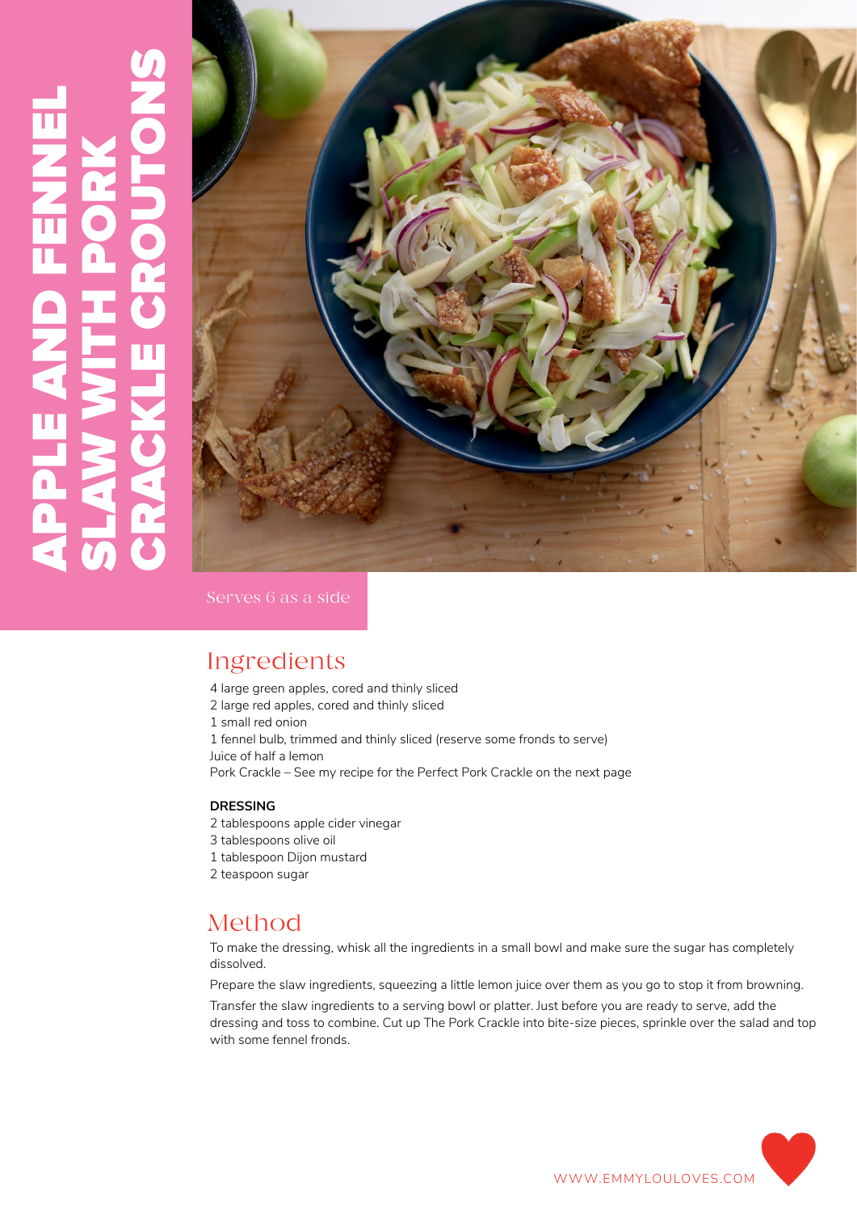# APPLE AND FENNEL SLAW WITH PORK CRACKLE CROUTONS

Serves 6 as a side

## Ingredients

4 large green apples, cored and thinly sliced
2 large red apples, cored and thinly sliced
1 small red onion
1 fennel bulb, trimmed and thinly sliced (reserve some fronds to serve)
Juice of half a lemon
Pork Crackle – See my recipe for the Perfect Pork Crackle on the next page

**DRESSING**

2 tablespoons apple cider vinegar
3 tablespoons olive oil
1 tablespoon Dijon mustard
2 teaspoon sugar

## Method

To make the dressing, whisk all the ingredients in a small bowl and make sure the sugar has completely dissolved.

Prepare the slaw ingredients, squeezing a little lemon juice over them as you go to stop it from browning.

Transfer the slaw ingredients to a serving bowl or platter. Just before you are ready to serve, add the dressing and toss to combine. Cut up The Pork Crackle into bite-size pieces, sprinkle over the salad and top with some fennel fronds.

WWW.EMMYLOULOVES.COM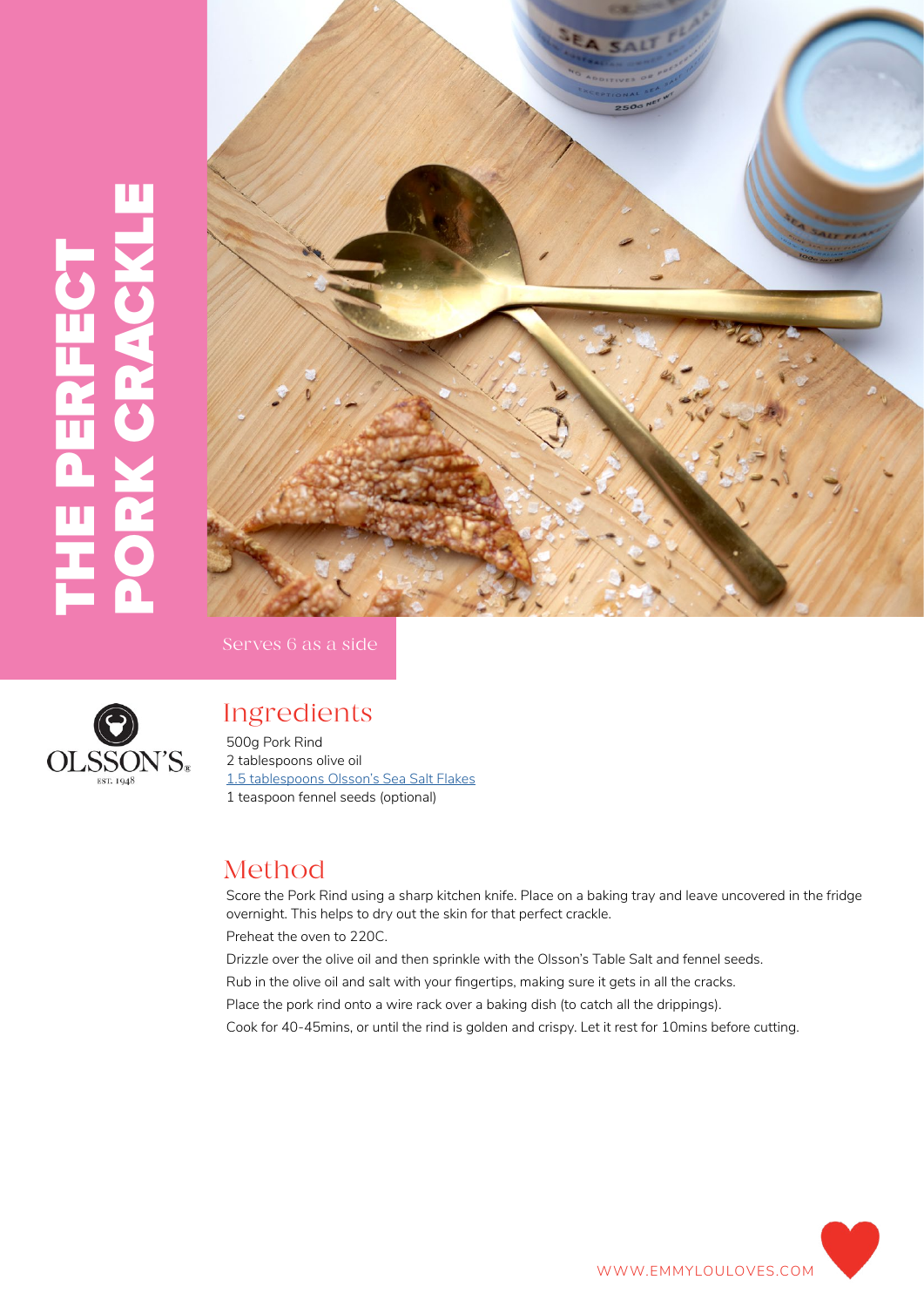# THE PERFECT PORK CRACKLE

Serves 6 as a side

## Ingredients

500g Pork Rind
2 tablespoons olive oil
1.5 tablespoons Olsson's Sea Salt Flakes
1 teaspoon fennel seeds (optional)

## Method

Score the Pork Rind using a sharp kitchen knife. Place on a baking tray and leave uncovered in the fridge overnight. This helps to dry out the skin for that perfect crackle.

Preheat the oven to 220C.

Drizzle over the olive oil and then sprinkle with the Olsson's Table Salt and fennel seeds.

Rub in the olive oil and salt with your fingertips, making sure it gets in all the cracks.

Place the pork rind onto a wire rack over a baking dish (to catch all the drippings).

Cook for 40-45mins, or until the rind is golden and crispy. Let it rest for 10mins before cutting.

WWW.EMMYLOULOVES.COM